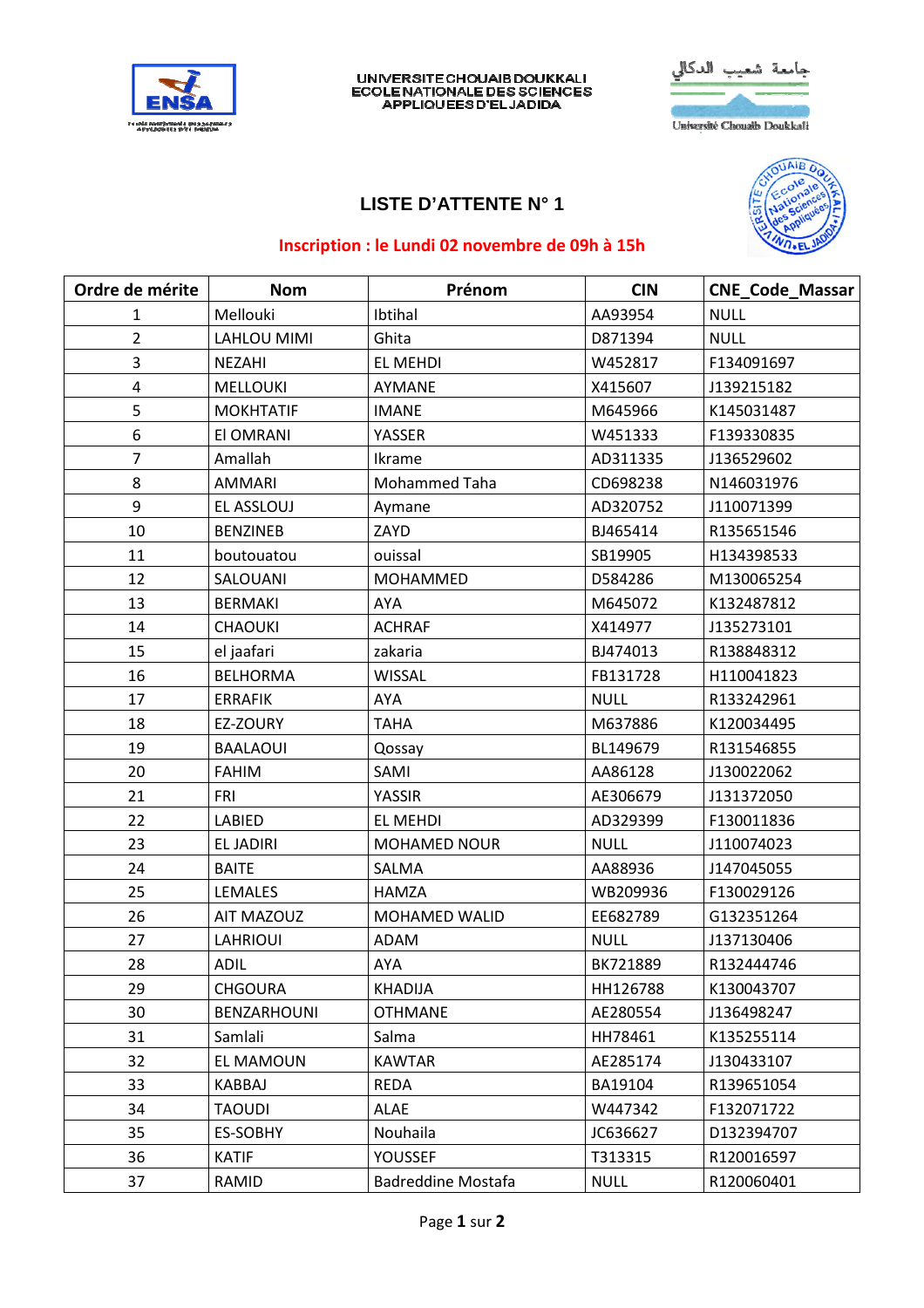UNIVERSITE CHOUAIB DOUKKALI
ECOLE NATIONALE DES SCIENCES
APPLIQUEES D'EL JADIDA

جامعة شعيب الدكالي

Université Chouaib Doukkali

## LISTE D'ATTENTE N° 1

**Inscription : le Lundi 02 novembre de 09h à 15h**

| Ordre de mérite | Nom | Prénom | CIN | CNE_Code_Massar |
|---|---|---|---|---|
| 1 | Mellouki | Ibtihal | AA93954 | NULL |
| 2 | LAHLOU MIMI | Ghita | D871394 | NULL |
| 3 | NEZAHI | EL MEHDI | W452817 | F134091697 |
| 4 | MELLOUKI | AYMANE | X415607 | J139215182 |
| 5 | MOKHTATIF | IMANE | M645966 | K145031487 |
| 6 | El OMRANI | YASSER | W451333 | F139330835 |
| 7 | Amallah | Ikrame | AD311335 | J136529602 |
| 8 | AMMARI | Mohammed Taha | CD698238 | N146031976 |
| 9 | EL ASSLOUJ | Aymane | AD320752 | J110071399 |
| 10 | BENZINEB | ZAYD | BJ465414 | R135651546 |
| 11 | boutouatou | ouissal | SB19905 | H134398533 |
| 12 | SALOUANI | MOHAMMED | D584286 | M130065254 |
| 13 | BERMAKI | AYA | M645072 | K132487812 |
| 14 | CHAOUKI | ACHRAF | X414977 | J135273101 |
| 15 | el jaafari | zakaria | BJ474013 | R138848312 |
| 16 | BELHORMA | WISSAL | FB131728 | H110041823 |
| 17 | ERRAFIK | AYA | NULL | R133242961 |
| 18 | EZ-ZOURY | TAHA | M637886 | K120034495 |
| 19 | BAALAOUI | Qossay | BL149679 | R131546855 |
| 20 | FAHIM | SAMI | AA86128 | J130022062 |
| 21 | FRI | YASSIR | AE306679 | J131372050 |
| 22 | LABIED | EL MEHDI | AD329399 | F130011836 |
| 23 | EL JADIRI | MOHAMED NOUR | NULL | J110074023 |
| 24 | BAITE | SALMA | AA88936 | J147045055 |
| 25 | LEMALES | HAMZA | WB209936 | F130029126 |
| 26 | AIT MAZOUZ | MOHAMED WALID | EE682789 | G132351264 |
| 27 | LAHRIOUI | ADAM | NULL | J137130406 |
| 28 | ADIL | AYA | BK721889 | R132444746 |
| 29 | CHGOURA | KHADIJA | HH126788 | K130043707 |
| 30 | BENZARHOUNI | OTHMANE | AE280554 | J136498247 |
| 31 | Samlali | Salma | HH78461 | K135255114 |
| 32 | EL MAMOUN | KAWTAR | AE285174 | J130433107 |
| 33 | KABBAJ | REDA | BA19104 | R139651054 |
| 34 | TAOUDI | ALAE | W447342 | F132071722 |
| 35 | ES-SOBHY | Nouhaila | JC636627 | D132394707 |
| 36 | KATIF | YOUSSEF | T313315 | R120016597 |
| 37 | RAMID | Badreddine Mostafa | NULL | R120060401 |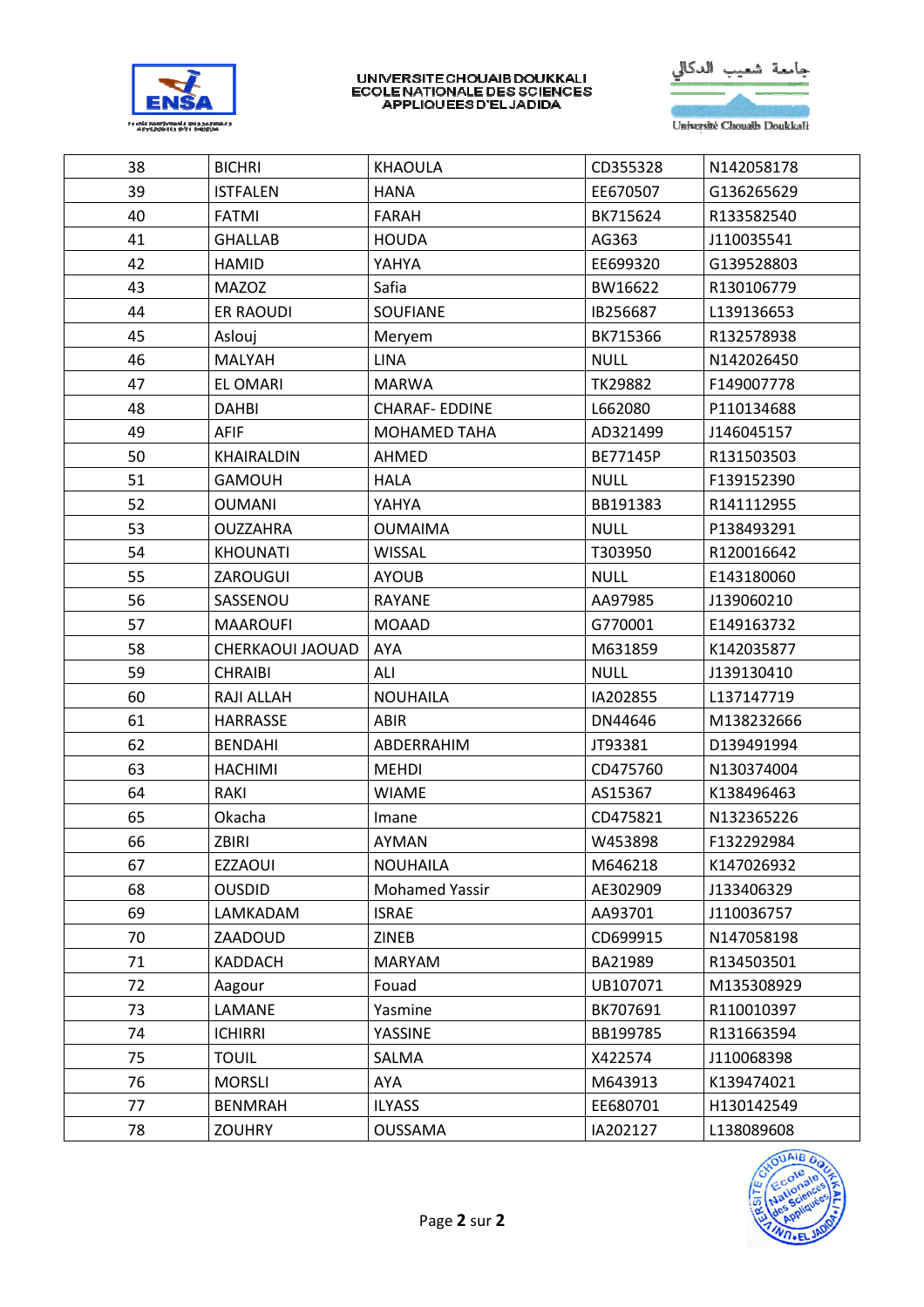UNIVERSITE CHOUAIB DOUKKALI
ECOLE NATIONALE DES SCIENCES
APPLIQUEES D'EL JADIDA

جامعة شعيب الدكالي
Université Chouaib Doukkali

| | | | | |
|---|---|---|---|---|
| 38 | BICHRI | KHAOULA | CD355328 | N142058178 |
| 39 | ISTFALEN | HANA | EE670507 | G136265629 |
| 40 | FATMI | FARAH | BK715624 | R133582540 |
| 41 | GHALLAB | HOUDA | AG363 | J110035541 |
| 42 | HAMID | YAHYA | EE699320 | G139528803 |
| 43 | MAZOZ | Safia | BW16622 | R130106779 |
| 44 | ER RAOUDI | SOUFIANE | IB256687 | L139136653 |
| 45 | Aslouj | Meryem | BK715366 | R132578938 |
| 46 | MALYAH | LINA | NULL | N142026450 |
| 47 | EL OMARI | MARWA | TK29882 | F149007778 |
| 48 | DAHBI | CHARAF- EDDINE | L662080 | P110134688 |
| 49 | AFIF | MOHAMED TAHA | AD321499 | J146045157 |
| 50 | KHAIRALDIN | AHMED | BE77145P | R131503503 |
| 51 | GAMOUH | HALA | NULL | F139152390 |
| 52 | OUMANI | YAHYA | BB191383 | R141112955 |
| 53 | OUZZAHRA | OUMAIMA | NULL | P138493291 |
| 54 | KHOUNATI | WISSAL | T303950 | R120016642 |
| 55 | ZAROUGUI | AYOUB | NULL | E143180060 |
| 56 | SASSENOU | RAYANE | AA97985 | J139060210 |
| 57 | MAAROUFI | MOAAD | G770001 | E149163732 |
| 58 | CHERKAOUI JAOUAD | AYA | M631859 | K142035877 |
| 59 | CHRAIBI | ALI | NULL | J139130410 |
| 60 | RAJI ALLAH | NOUHAILA | IA202855 | L137147719 |
| 61 | HARRASSE | ABIR | DN44646 | M138232666 |
| 62 | BENDAHI | ABDERRAHIM | JT93381 | D139491994 |
| 63 | HACHIMI | MEHDI | CD475760 | N130374004 |
| 64 | RAKI | WIAME | AS15367 | K138496463 |
| 65 | Okacha | Imane | CD475821 | N132365226 |
| 66 | ZBIRI | AYMAN | W453898 | F132292984 |
| 67 | EZZAOUI | NOUHAILA | M646218 | K147026932 |
| 68 | OUSDID | Mohamed Yassir | AE302909 | J133406329 |
| 69 | LAMKADAM | ISRAE | AA93701 | J110036757 |
| 70 | ZAADOUD | ZINEB | CD699915 | N147058198 |
| 71 | KADDACH | MARYAM | BA21989 | R134503501 |
| 72 | Aagour | Fouad | UB107071 | M135308929 |
| 73 | LAMANE | Yasmine | BK707691 | R110010397 |
| 74 | ICHIRRI | YASSINE | BB199785 | R131663594 |
| 75 | TOUIL | SALMA | X422574 | J110068398 |
| 76 | MORSLI | AYA | M643913 | K139474021 |
| 77 | BENMRAH | ILYASS | EE680701 | H130142549 |
| 78 | ZOUHRY | OUSSAMA | IA202127 | L138089608 |